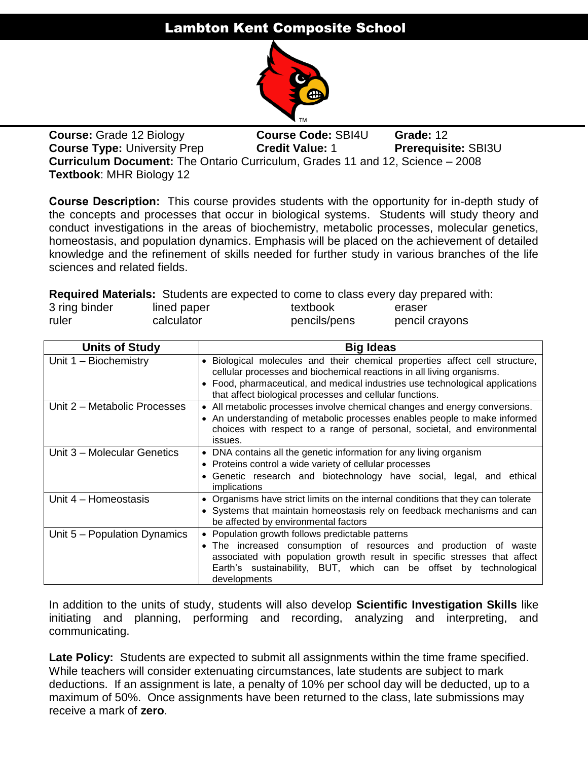# Lambton Kent Composite School

**Course:** Grade 12 Biology **Course Code:** SBI4U **Grade:** 12
**Course Type:** University Prep **Credit Value:** 1 **Prerequisite:** SBI3U
**Curriculum Document:** The Ontario Curriculum, Grades 11 and 12, Science – 2008
**Textbook**: MHR Biology 12

**Course Description:** This course provides students with the opportunity for in-depth study of the concepts and processes that occur in biological systems. Students will study theory and conduct investigations in the areas of biochemistry, metabolic processes, molecular genetics, homeostasis, and population dynamics. Emphasis will be placed on the achievement of detailed knowledge and the refinement of skills needed for further study in various branches of the life sciences and related fields.

**Required Materials:** Students are expected to come to class every day prepared with:

| | | | |
|---|---|---|---|
| 3 ring binder | lined paper | textbook | eraser |
| ruler | calculator | pencils/pens | pencil crayons |

| Units of Study | Big Ideas |
|---|---|
| Unit 1 – Biochemistry | • Biological molecules and their chemical properties affect cell structure, cellular processes and biochemical reactions in all living organisms.<br>• Food, pharmaceutical, and medical industries use technological applications that affect biological processes and cellular functions. |
| Unit 2 – Metabolic Processes | • All metabolic processes involve chemical changes and energy conversions.<br>• An understanding of metabolic processes enables people to make informed choices with respect to a range of personal, societal, and environmental issues. |
| Unit 3 – Molecular Genetics | • DNA contains all the genetic information for any living organism<br>• Proteins control a wide variety of cellular processes<br>• Genetic research and biotechnology have social, legal, and ethical implications |
| Unit 4 – Homeostasis | • Organisms have strict limits on the internal conditions that they can tolerate<br>• Systems that maintain homeostasis rely on feedback mechanisms and can be affected by environmental factors |
| Unit 5 – Population Dynamics | • Population growth follows predictable patterns<br>• The increased consumption of resources and production of waste associated with population growth result in specific stresses that affect Earth's sustainability, BUT, which can be offset by technological developments |

In addition to the units of study, students will also develop **Scientific Investigation Skills** like initiating and planning, performing and recording, analyzing and interpreting, and communicating.

**Late Policy:** Students are expected to submit all assignments within the time frame specified. While teachers will consider extenuating circumstances, late students are subject to mark deductions. If an assignment is late, a penalty of 10% per school day will be deducted, up to a maximum of 50%. Once assignments have been returned to the class, late submissions may receive a mark of **zero**.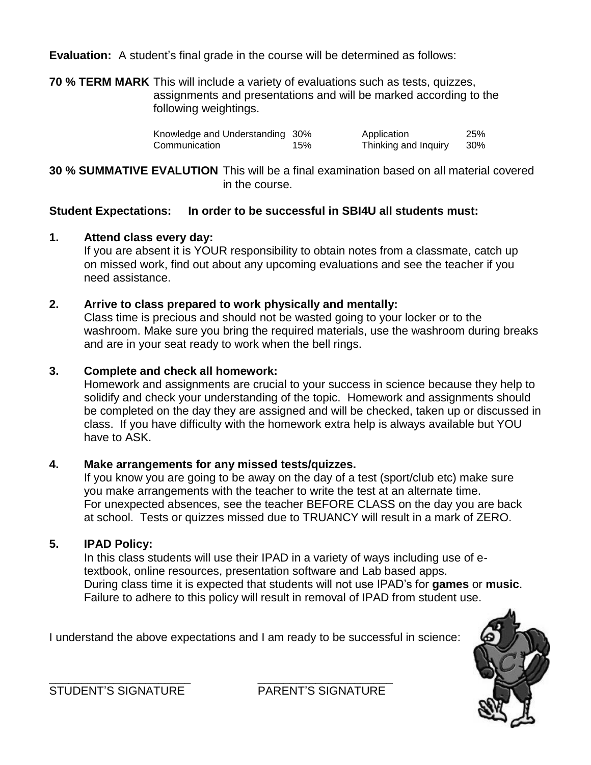**Evaluation:** A student's final grade in the course will be determined as follows:

**70 % TERM MARK** This will include a variety of evaluations such as tests, quizzes, assignments and presentations and will be marked according to the following weightings.

| | | | |
|---|---|---|---|
| Knowledge and Understanding | 30% | Application | 25% |
| Communication | 15% | Thinking and Inquiry | 30% |

**30 % SUMMATIVE EVALUTION** This will be a final examination based on all material covered in the course.

**Student Expectations: In order to be successful in SBI4U all students must:**

1. **Attend class every day:**
   If you are absent it is YOUR responsibility to obtain notes from a classmate, catch up on missed work, find out about any upcoming evaluations and see the teacher if you need assistance.

2. **Arrive to class prepared to work physically and mentally:**
   Class time is precious and should not be wasted going to your locker or to the washroom. Make sure you bring the required materials, use the washroom during breaks and are in your seat ready to work when the bell rings.

3. **Complete and check all homework:**
   Homework and assignments are crucial to your success in science because they help to solidify and check your understanding of the topic. Homework and assignments should be completed on the day they are assigned and will be checked, taken up or discussed in class. If you have difficulty with the homework extra help is always available but YOU have to ASK.

4. **Make arrangements for any missed tests/quizzes.**
   If you know you are going to be away on the day of a test (sport/club etc) make sure you make arrangements with the teacher to write the test at an alternate time. For unexpected absences, see the teacher BEFORE CLASS on the day you are back at school. Tests or quizzes missed due to TRUANCY will result in a mark of ZERO.

5. **IPAD Policy:**
   In this class students will use their IPAD in a variety of ways including use of e-textbook, online resources, presentation software and Lab based apps. During class time it is expected that students will not use IPAD's for **games** or **music**. Failure to adhere to this policy will result in removal of IPAD from student use.

I understand the above expectations and I am ready to be successful in science:

______________________ ______________________

STUDENT'S SIGNATURE PARENT'S SIGNATURE